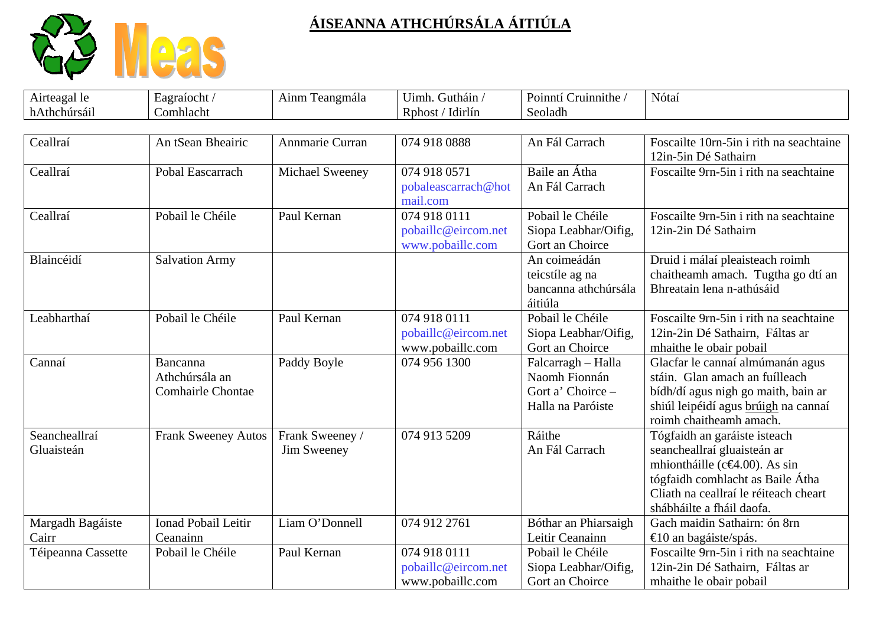# ÁISEANNA ATHCHÚRSÁLA ÁITIÚLA

| Airteagal le hAthchúrsáil | Eagraíocht / Comhlacht | Ainm Teangmála | Uimh. Gutháin / Rphost / Idirlín | Poinntí Cruinnithe / Seoladh | Nótaí |
|---|---|---|---|---|---|
| Ceallraí | An tSean Bheairic | Annmarie Curran | 074 918 0888 | An Fál Carrach | Foscailte 10rn-5in i rith na seachtaine 12in-5in Dé Sathairn |
| Ceallraí | Pobal Eascarrach | Michael Sweeney | 074 918 0571 pobaleascarrach@hotmail.com | Baile an Átha An Fál Carrach | Foscailte 9rn-5in i rith na seachtaine |
| Ceallraí | Pobail le Chéile | Paul Kernan | 074 918 0111 pobaillc@eircom.net www.pobaillc.com | Pobail le Chéile Siopa Leabhar/Oifig, Gort an Choirce | Foscailte 9rn-5in i rith na seachtaine 12in-2in Dé Sathairn |
| Blaincéidí | Salvation Army | | | An coimeádán teicstíle ag na bancanna athchúrsála áitiúla | Druid i málaí pleaisteach roimh chaitheamh amach. Tugtha go dtí an Bhreatain lena n-athúsáid |
| Leabharthaí | Pobail le Chéile | Paul Kernan | 074 918 0111 pobaillc@eircom.net www.pobaillc.com | Pobail le Chéile Siopa Leabhar/Oifig, Gort an Choirce | Foscailte 9rn-5in i rith na seachtaine 12in-2in Dé Sathairn, Fáltas ar mhaithe le obair pobail |
| Cannaí | Bancanna Athchúrsála an Comhairle Chontae | Paddy Boyle | 074 956 1300 | Falcarragh – Halla Naomh Fionnán Gort a' Choirce – Halla na Paróiste | Glacfar le cannaí almúmanán agus stáin. Glan amach an fuílleach bídh/dí agus nigh go maith, bain ar shiúl leipéidí agus brúigh na cannaí roimh chaitheamh amach. |
| Seancheallraí Gluaisteán | Frank Sweeney Autos | Frank Sweeney / Jim Sweeney | 074 913 5209 | Ráithe An Fál Carrach | Tógfaidh an garáiste isteach seancheallraí gluaisteán ar mhiontháille (c€4.00). As sin tógfaidh comhlacht as Baile Átha Cliath na ceallraí le réiteach cheart shábháilte a fháil daofa. |
| Margadh Bagáiste Cairr | Ionad Pobail Leitir Ceanainn | Liam O'Donnell | 074 912 2761 | Bóthar an Phiarsaigh Leitir Ceanainn | Gach maidin Sathairn: ón 8rn €10 an bagáiste/spás. |
| Téipeanna Cassette | Pobail le Chéile | Paul Kernan | 074 918 0111 pobaillc@eircom.net www.pobaillc.com | Pobail le Chéile Siopa Leabhar/Oifig, Gort an Choirce | Foscailte 9rn-5in i rith na seachtaine 12in-2in Dé Sathairn, Fáltas ar mhaithe le obair pobail |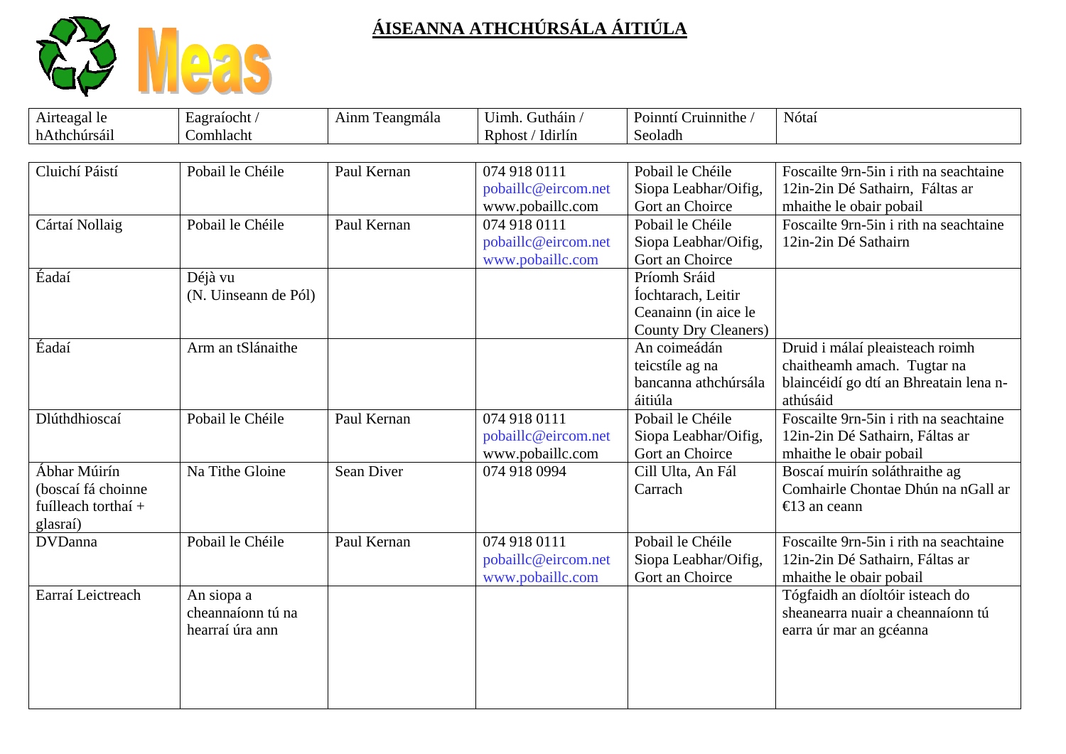# ÁISEANNA ATHCHÚRSÁLA ÁITIÚLA

Meas

| Airteagal le hAthchúrsáil | Eagraíocht / Comhlacht | Ainm Teangmála | Uimh. Gutháin / Rphost / Idirlín | Poinntí Cruinnithe / Seoladh | Nótaí |
|---|---|---|---|---|---|
| Cluichí Páistí | Pobail le Chéile | Paul Kernan | 074 918 0111 pobaillc@eircom.net www.pobaillc.com | Pobail le Chéile Siopa Leabhar/Oifig, Gort an Choirce | Foscailte 9rn-5in i rith na seachtaine 12in-2in Dé Sathairn, Fáltas ar mhaithe le obair pobail |
| Cártaí Nollaig | Pobail le Chéile | Paul Kernan | 074 918 0111 pobaillc@eircom.net www.pobaillc.com | Pobail le Chéile Siopa Leabhar/Oifig, Gort an Choirce | Foscailte 9rn-5in i rith na seachtaine 12in-2in Dé Sathairn |
| Éadaí | Déjà vu (N. Uinseann de Pól) | | | Príomh Sráid Íochtarach, Leitir Ceanainn (in aice le County Dry Cleaners) | |
| Éadaí | Arm an tSlánaithe | | | An coimeádán teicstíle ag na bancanna athchúrsála áitiúla | Druid i málaí pleisteach roimh chaitheamh amach. Tugtar na blaincéidí go dtí an Bhreatain lena n-athúsáid |
| Dlúthdhioscaí | Pobail le Chéile | Paul Kernan | 074 918 0111 pobaillc@eircom.net www.pobaillc.com | Pobail le Chéile Siopa Leabhar/Oifig, Gort an Choirce | Foscailte 9rn-5in i rith na seachtaine 12in-2in Dé Sathairn, Fáltas ar mhaithe le obair pobail |
| Ábhar Múirín (boscaí fá choinne fuílleach torthaí + glasraí) | Na Tithe Gloine | Sean Diver | 074 918 0994 | Cill Ulta, An Fál Carrach | Boscaí muirín soláthraithe ag Comhairle Chontae Dhún na nGall ar €13 an ceann |
| DVDanna | Pobail le Chéile | Paul Kernan | 074 918 0111 pobaillc@eircom.net www.pobaillc.com | Pobail le Chéile Siopa Leabhar/Oifig, Gort an Choirce | Foscailte 9rn-5in i rith na seachtaine 12in-2in Dé Sathairn, Fáltas ar mhaithe le obair pobail |
| Earraí Leictreach | An siopa a cheannaíonn tú na hearraí úra ann | | | | Tógfaidh an díoltóir isteach do sheanearra nuair a cheannaíonn tú earra úr mar an gcéanna |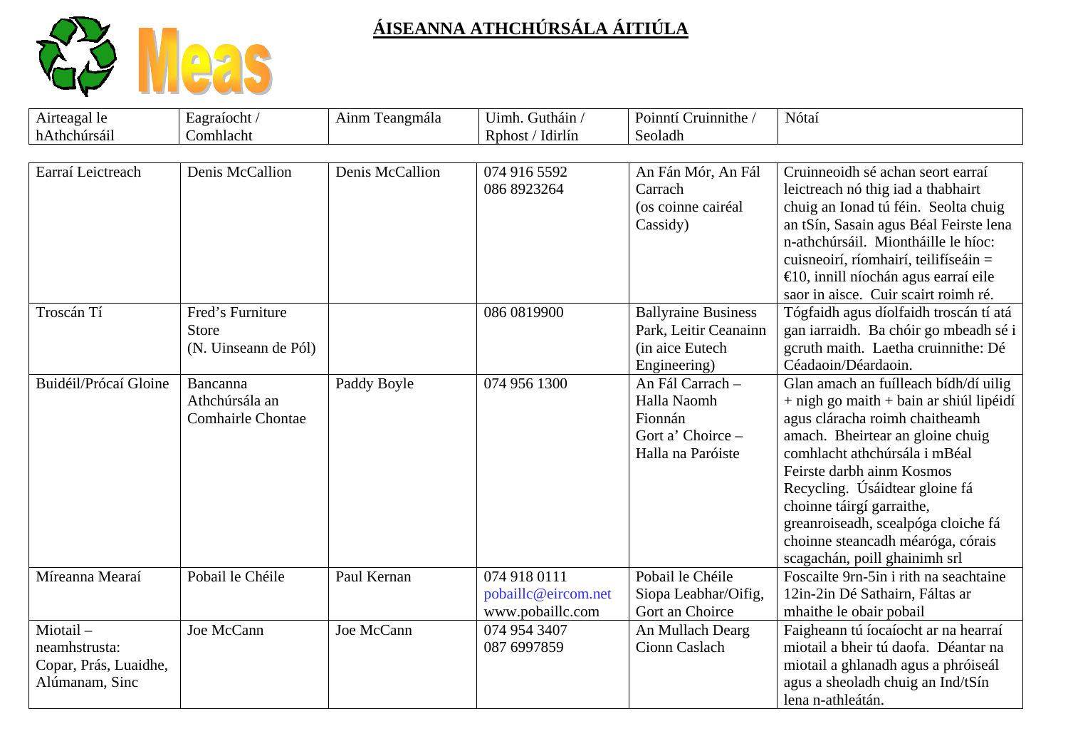# ÁISEANNA ATHCHÚRSÁLA ÁITIÚLA

| Airteagal le hAthchúrsáil | Eagraíocht / Comhlacht | Ainm Teangmála | Uimh. Gutháin / Rphost / Idirlín | Pointní Cruinnithe / Seoladh | Nótaí |
|---|---|---|---|---|---|
| Earraí Leictreach | Denis McCallion | Denis McCallion | 074 916 5592<br>086 8923264 | An Fán Mór, An Fál Carrach<br>(os coinne cairéal Cassidy) | Cruinneoidh sé achan seort earraí leictreach nó thig iad a thabhairt chuig an Ionad tú féin. Seolta chuig an tSín, Sasain agus Béal Feirste lena n-athchúrsáil. Miontháille le híoc: cuisneoirí, ríomhairí, teilifíseáin = €10, innill níochán agus earraí eile saor in aisce. Cuir scairt roimh ré. |
| Troscán Tí | Fred's Furniture Store<br>(N. Uinseann de Pól) | | 086 0819900 | Ballyraine Business Park, Leitir Ceanainn (in aice Eutech Engineering) | Tógfaidh agus díolfaidh troscán tí atá gan iarraidh. Ba chóir go mbeadh sé i gcruth maith. Laetha cruinnithe: Dé Céadaoin/Déardaoin. |
| Buidéil/Prócaí Gloine | Bancanna Athchúrsála an Comhairle Chontae | Paddy Boyle | 074 956 1300 | An Fál Carrach – Halla Naomh Fionnán<br>Gort a' Choirce – Halla na Paróiste | Glan amach an fuílleach bídh/dí uilig + nigh go maith + bain ar shiúl lipéidí agus cláracha roimh chaitheamh amach. Bheirtear an gloine chuig comhlacht athchúrsála i mBéal Feirste darbh ainm Kosmos Recycling. Úsáidtear gloine fá choinne táirgí garraithe, greanroiseadh, scealpóga cloiche fá choinne steancadh méaróga, córais scagachán, poill ghainimh srl |
| Míreanna Mearaí | Pobail le Chéile | Paul Kernan | 074 918 0111<br>pobaillc@eircom.net<br>www.pobaillc.com | Pobail le Chéile Siopa Leabhar/Oifig, Gort an Choirce | Foscailte 9rn-5in i rith na seachtaine 12in-2in Dé Sathairn, Fáltas ar mhaithe le obair pobail |
| Miotail – neamhstrusta: Copar, Prás, Luaidhe, Alúmanam, Sinc | Joe McCann | Joe McCann | 074 954 3407<br>087 6997859 | An Mullach Dearg Cionn Caslach | Faigheann tú íocaíocht ar na hearraí miotail a bheir tú daofa. Déantar na miotail a ghlanadh agus a phróiseál agus a sheoladh chuig an Ind/tSín lena n-athleátán. |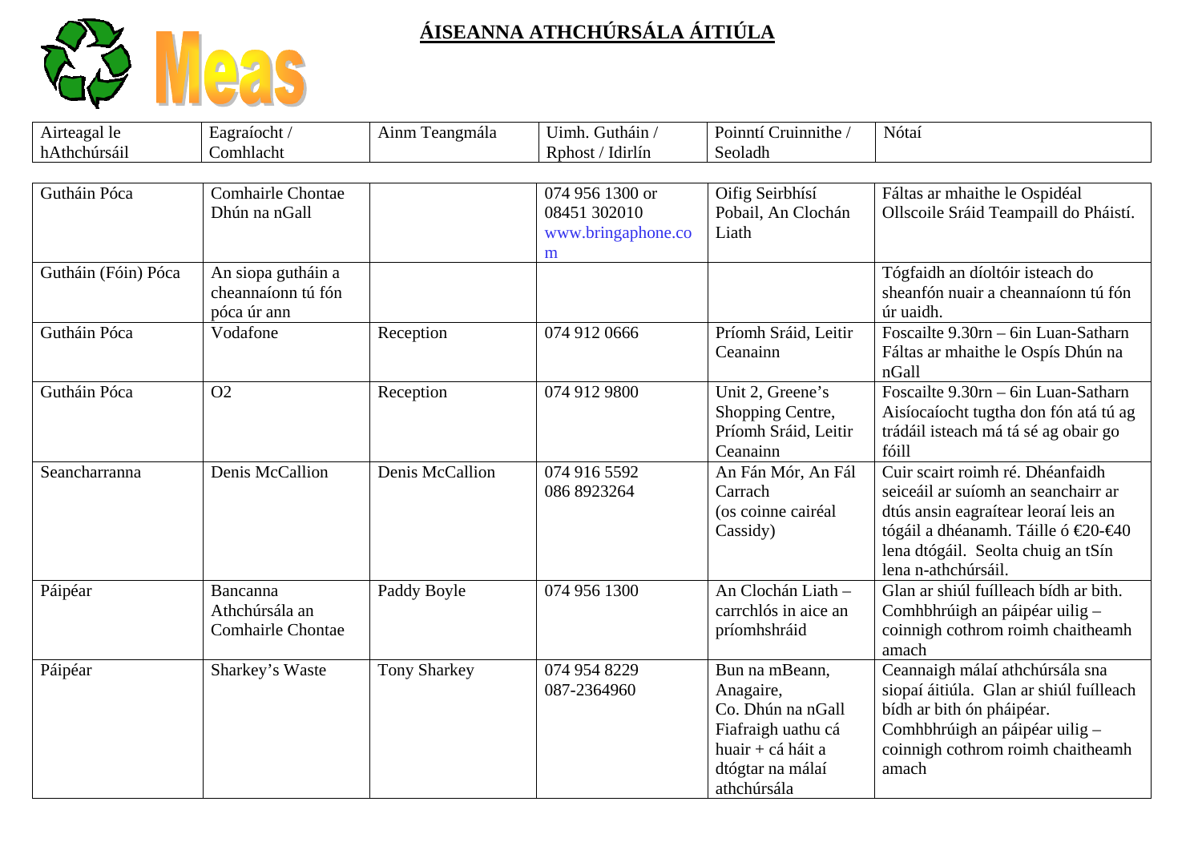# ÁISEANNA ATHCHÚRSÁLA ÁITIÚLA

| Airteagal le hAthchúrsáil | Eagraíocht / Comhlacht | Ainm Teangmála | Uimh. Gutháin / Rphost / Idirlín | Poinntí Cruinnithe / Seoladh | Nótaí |
|---|---|---|---|---|---|
| Gutháin Póca | Comhairle Chontae Dhún na nGall | | 074 956 1300 or 08451 302010 www.bringaphone.com | Oifig Seirbhísí Pobail, An Clochán Liath | Fáltas ar mhaithe le Ospidéal Ollscoile Sráid Teampaill do Pháistí. |
| Gutháin (Fóin) Póca | An siopa gutháin a cheannaíonn tú fón póca úr ann | | | | Tógfaidh an díoltóir isteach do sheanfón nuair a cheannaíonn tú fón úr uaidh. |
| Gutháin Póca | Vodafone | Reception | 074 912 0666 | Príomh Sráid, Leitir Ceanainn | Foscailte 9.30rn – 6in Luan-Satharn Fáltas ar mhaithe le Ospís Dhún na nGall |
| Gutháin Póca | O2 | Reception | 074 912 9800 | Unit 2, Greene's Shopping Centre, Príomh Sráid, Leitir Ceanainn | Foscailte 9.30rn – 6in Luan-Satharn Aisíocaíocht tugtha don fón atá tú ag trádáil isteach má tá sé ag obair go fóill |
| Seancharranna | Denis McCallion | Denis McCallion | 074 916 5592 086 8923264 | An Fán Mór, An Fál Carrach (os coinne cairéal Cassidy) | Cuir scairt roimh ré. Dhéanfaidh seiceáil ar suíomh an seanchairr ar dtús ansin eagraítear leoraí leis an tógáil a dhéanamh. Táille ó €20-€40 lena dtógáil. Seolta chuig an tSín lena n-athchúrsáil. |
| Páipéar | Bancanna Athchúrsála an Comhairle Chontae | Paddy Boyle | 074 956 1300 | An Clochán Liath – carrchlós in aice an príomhshráid | Glan ar shiúl fuílleach bídh ar bith. Comhbhrúigh an páipéar uilig – coinnigh cothrom roimh chaitheamh amach |
| Páipéar | Sharkey's Waste | Tony Sharkey | 074 954 8229 087-2364960 | Bun na mBeann, Anagaire, Co. Dhún na nGall Fiafraigh uathu cá huair + cá háit a dtógtar na málaí athchúrsála | Ceannaigh málaí athchúrsála sna siopaí áitiúla. Glan ar shiúl fuílleach bídh ar bith ón pháipéar. Comhbhrúigh an páipéar uilig – coinnigh cothrom roimh chaitheamh amach |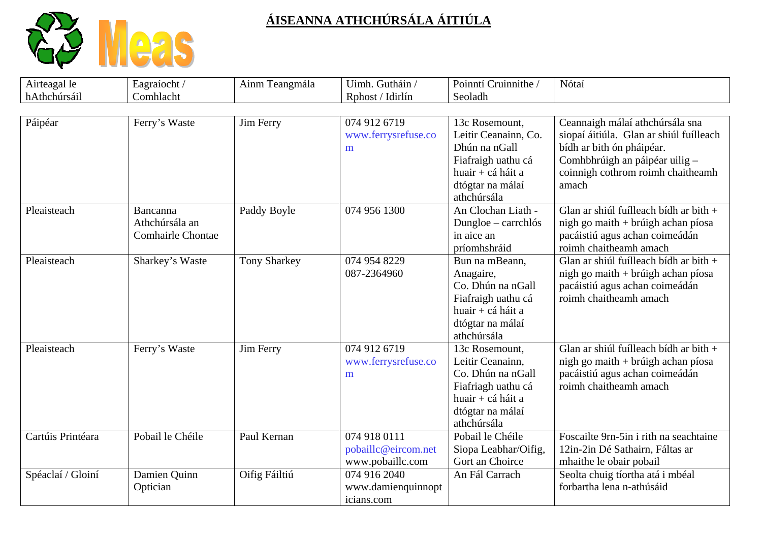# ÁISEANNA ATHCHÚRSÁLA ÁITIÚLA

| Airteagal le hAthchúrsáil | Eagraíocht / Comhlacht | Ainm Teangmála | Uimh. Gutháin / Rphost / Idirlín | Pointní Cruinnithe / Seoladh | Nótaí |
|---|---|---|---|---|---|
| Páipéar | Ferry's Waste | Jim Ferry | 074 912 6719 www.ferrysrefuse.com | 13c Rosemount, Leitir Ceanainn, Co. Dhún na nGall Fiafraigh uathu cá huair + cá háit a dtógtar na málaí athchúrsála | Ceannaigh málaí athchúrsála sna siopaí áitiúla. Glan ar shiúl fuílleach bídh ar bith ón pháipéar. Comhbhrúigh an páipéar uilig – coinnigh cothrom roimh chaitheamh amach |
| Pleaisteach | Bancanna Athchúrsála an Comhairle Chontae | Paddy Boyle | 074 956 1300 | An Clochan Liath - Dungloe – carrchlós in aice an príomhshráid | Glan ar shiúl fuílleach bídh ar bith + nigh go maith + brúigh achan píosa pacáistiú agus achan coimeádán roimh chaitheamh amach |
| Pleaisteach | Sharkey's Waste | Tony Sharkey | 074 954 8229 087-2364960 | Bun na mBeann, Anagaire, Co. Dhún na nGall Fiafraigh uathu cá huair + cá háit a dtógtar na málaí athchúrsála | Glan ar shiúl fuílleach bídh ar bith + nigh go maith + brúigh achan píosa pacáistiú agus achan coimeádán roimh chaitheamh amach |
| Pleaisteach | Ferry's Waste | Jim Ferry | 074 912 6719 www.ferrysrefuse.com | 13c Rosemount, Leitir Ceanainn, Co. Dhún na nGall Fiafraigh uathu cá huair + cá háit a dtógtar na málaí athchúrsála | Glan ar shiúl fuílleach bídh ar bith + nigh go maith + brúigh achan píosa pacáistiú agus achan coimeádán roimh chaitheamh amach |
| Cartúis Printéara | Pobail le Chéile | Paul Kernan | 074 918 0111 pobaillc@eircom.net www.pobaillc.com | Pobail le Chéile Siopa Leabhar/Oifig, Gort an Choirce | Foscailte 9rn-5in i rith na seachtaine 12in-2in Dé Sathairn, Fáltas ar mhaithe le obair pobail |
| Spéaclaí / Gloiní | Damien Quinn Optician | Oifig Fáiltiú | 074 916 2040 www.damienquinnopticians.com | An Fál Carrach | Seolta chuig tíortha atá i mbéal forbartha lena n-athúsáid |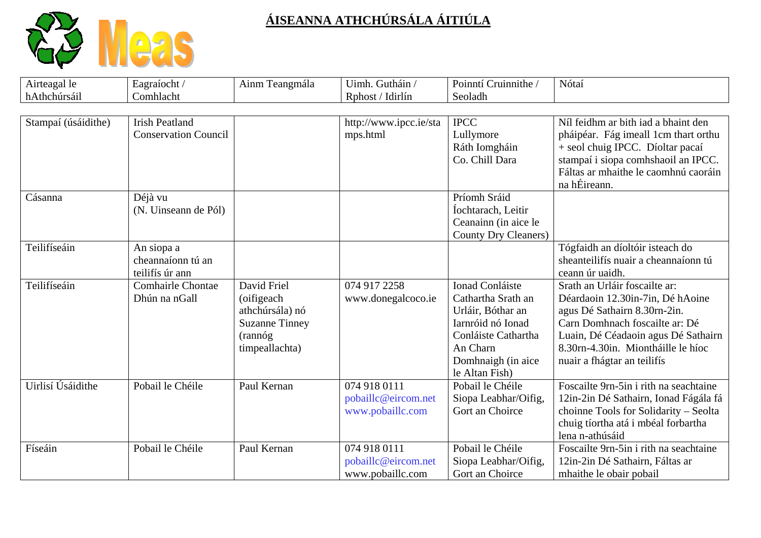# ÁISEANNA ATHCHÚRSÁLA ÁITIÚLA

| Airteagal le hAthchúrsáil | Eagraíocht / Comhlacht | Ainm Teangmála | Uimh. Gutháin / Rphost / Idirlín | Poinntí Cruinnithe / Seoladh | Nótaí |
|---|---|---|---|---|---|
| Stampaí (úsáidithe) | Irish Peatland Conservation Council | | http://www.ipcc.ie/stamps.html | IPCC Lullymore Ráth Iomgháin Co. Chill Dara | Níl feidhm ar bith iad a bhaint den pháipéar. Fág imeall 1cm thart orthu + seol chuig IPCC. Díoltar pacaí stampaí i siopa comhshaoil an IPCC. Fáltas ar mhaithe le caomhnú caoráin na hÉireann. |
| Cásanna | Déjà vu (N. Uinseann de Pól) | | | Príomh Sráid Íochtarach, Leitir Ceanainn (in aice le County Dry Cleaners) | |
| Teilifíseáin | An siopa a cheannaíonn tú an teilifís úr ann | | | | Tógfaidh an díoltóir isteach do sheanteilifís nuair a cheannaíonn tú ceann úr uaidh. |
| Teilifíseáin | Comhairle Chontae Dhún na nGall | David Friel (oifigeach athchúrsála) nó Suzanne Tinney (rannóg timpeallachta) | 074 917 2258 www.donegalcoco.ie | Ionad Conláiste Cathartha Srath an Urláir, Bóthar an Iarnróid nó Ionad Conláiste Cathartha An Charn Domhnaigh (in aice le Altan Fish) | Srath an Urláir foscailte ar: Déardaoin 12.30in-7in, Dé hAoine agus Dé Sathairn 8.30rn-2in. Carn Domhnach foscailte ar: Dé Luain, Dé Céadaoin agus Dé Sathairn 8.30rn-4.30in. Miontháille le híoc nuair a fhágtar an teilifís |
| Uirlisí Úsáidithe | Pobail le Chéile | Paul Kernan | 074 918 0111 pobaillc@eircom.net www.pobaillc.com | Pobail le Chéile Siopa Leabhar/Oifig, Gort an Choirce | Foscailte 9rn-5in i rith na seachtaine 12in-2in Dé Sathairn, Ionad Fágála fá choinne Tools for Solidarity – Seolta chuig tíortha atá i mbéal forbartha lena n-athúsáid |
| Físeáin | Pobail le Chéile | Paul Kernan | 074 918 0111 pobaillc@eircom.net www.pobaillc.com | Pobail le Chéile Siopa Leabhar/Oifig, Gort an Choirce | Foscailte 9rn-5in i rith na seachtaine 12in-2in Dé Sathairn, Fáltas ar mhaithe le obair pobail |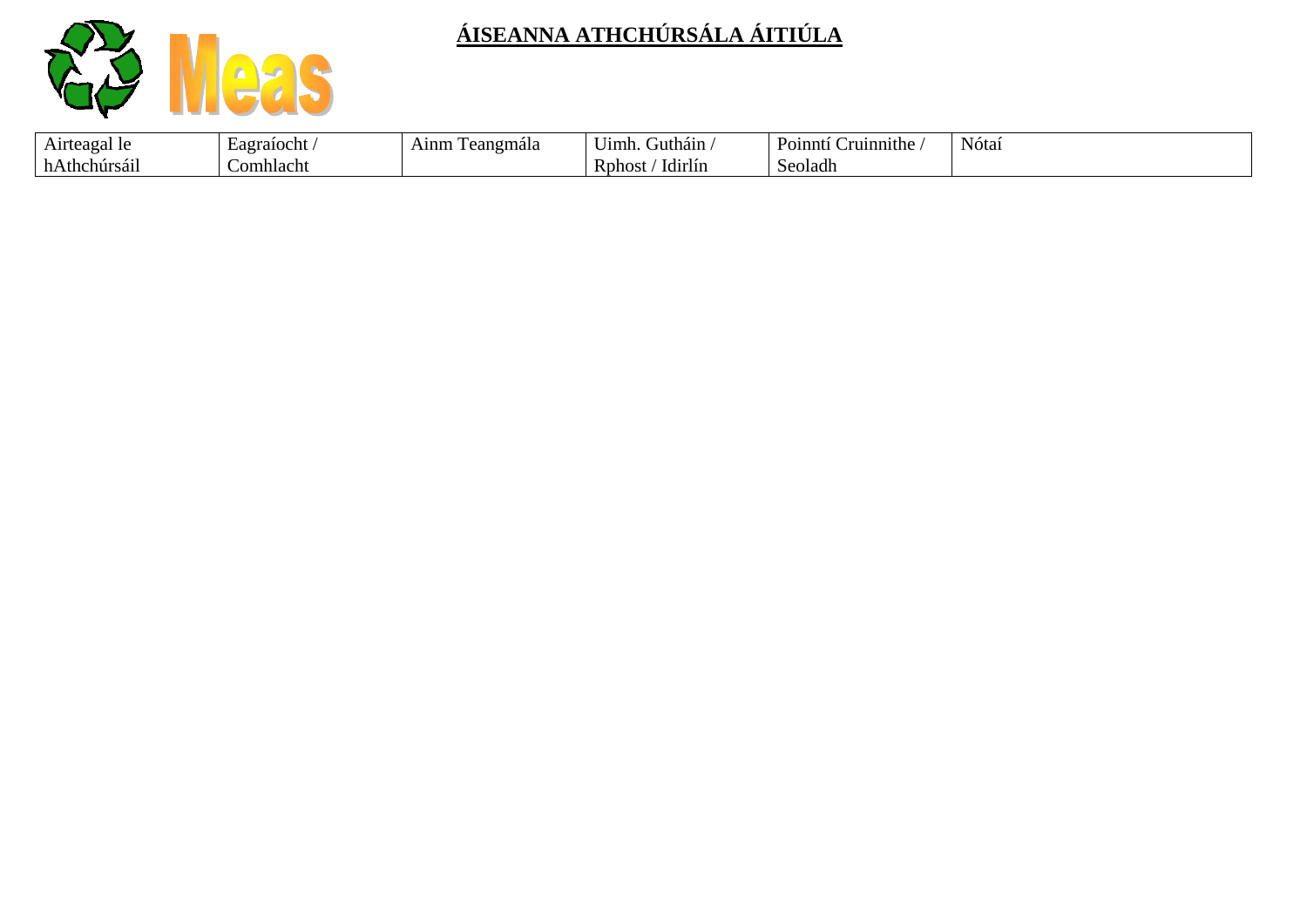**ÁISEANNA ATHCHÚRSÁLA ÁITIÚLA**

| Airteagal le hAthchúrsáil | Eagraíocht / Comhlacht | Ainm Teangmála | Uimh. Gutháin / Rphost / Idirlín | Poinntí Cruinnithe / Seoladh | Nótaí |
|---|---|---|---|---|---|